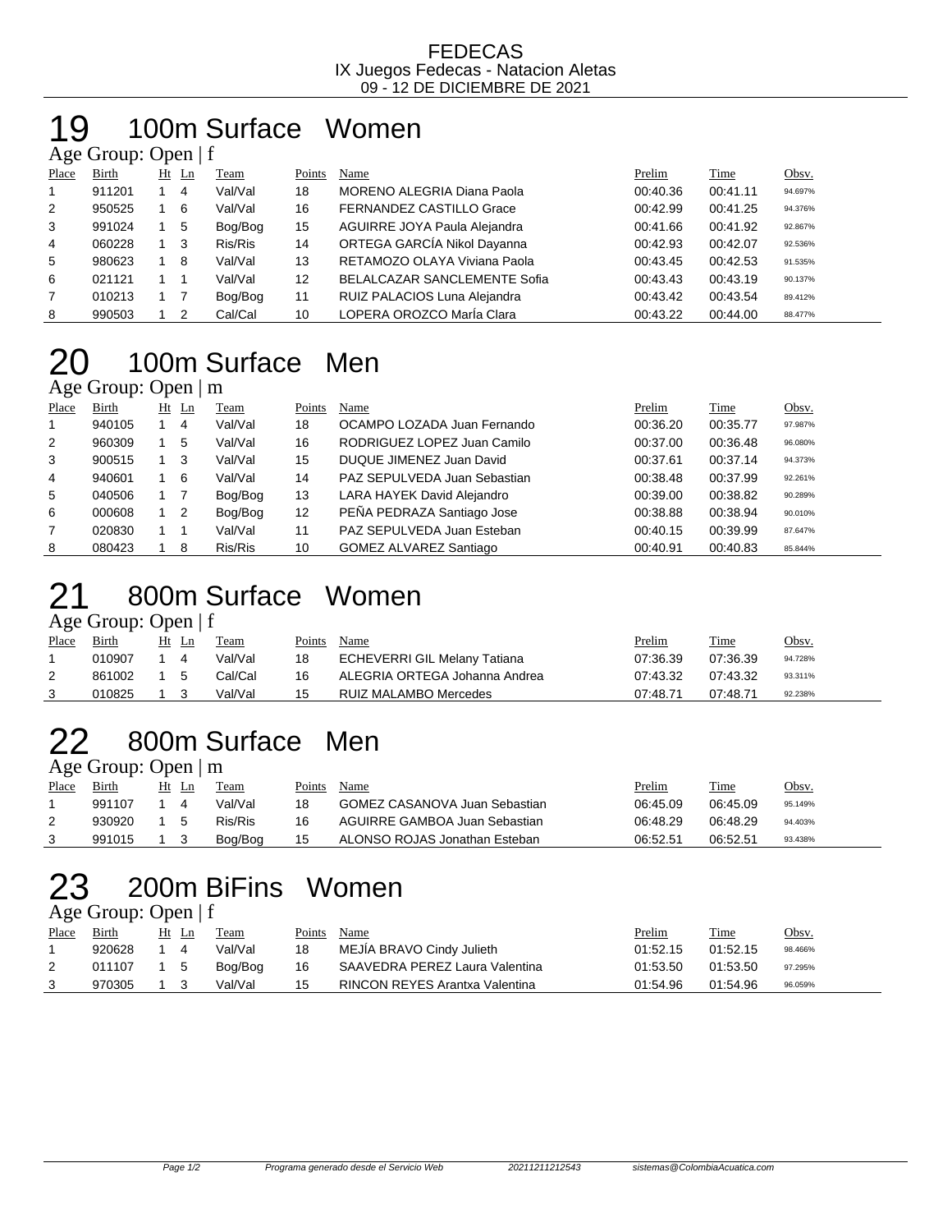FEDECAS
IX Juegos Fedecas - Natacion Aletas
09 - 12 DE DICIEMBRE DE 2021

# 19 100m Surface Women

Age Group: Open | f

| Place | Birth | Ht | Ln | Team | Points | Name | Prelim | Time | Obsv. |
|---|---|---|---|---|---|---|---|---|---|
| 1 | 911201 | 1 | 4 | Val/Val | 18 | MORENO ALEGRIA Diana Paola | 00:40.36 | 00:41.11 | 94.697% |
| 2 | 950525 | 1 | 6 | Val/Val | 16 | FERNANDEZ CASTILLO Grace | 00:42.99 | 00:41.25 | 94.376% |
| 3 | 991024 | 1 | 5 | Bog/Bog | 15 | AGUIRRE JOYA Paula Alejandra | 00:41.66 | 00:41.92 | 92.867% |
| 4 | 060228 | 1 | 3 | Ris/Ris | 14 | ORTEGA GARCÍA Nikol Dayanna | 00:42.93 | 00:42.07 | 92.536% |
| 5 | 980623 | 1 | 8 | Val/Val | 13 | RETAMOZO OLAYA Viviana Paola | 00:43.45 | 00:42.53 | 91.535% |
| 6 | 021121 | 1 | 1 | Val/Val | 12 | BELALCAZAR SANCLEMENTE Sofia | 00:43.43 | 00:43.19 | 90.137% |
| 7 | 010213 | 1 | 7 | Bog/Bog | 11 | RUIZ PALACIOS Luna Alejandra | 00:43.42 | 00:43.54 | 89.412% |
| 8 | 990503 | 1 | 2 | Cal/Cal | 10 | LOPERA OROZCO MarÍa Clara | 00:43.22 | 00:44.00 | 88.477% |

# 20 100m Surface Men

Age Group: Open | m

| Place | Birth | Ht | Ln | Team | Points | Name | Prelim | Time | Obsv. |
|---|---|---|---|---|---|---|---|---|---|
| 1 | 940105 | 1 | 4 | Val/Val | 18 | OCAMPO LOZADA Juan Fernando | 00:36.20 | 00:35.77 | 97.987% |
| 2 | 960309 | 1 | 5 | Val/Val | 16 | RODRIGUEZ LOPEZ Juan Camilo | 00:37.00 | 00:36.48 | 96.080% |
| 3 | 900515 | 1 | 3 | Val/Val | 15 | DUQUE JIMENEZ Juan David | 00:37.61 | 00:37.14 | 94.373% |
| 4 | 940601 | 1 | 6 | Val/Val | 14 | PAZ SEPULVEDA Juan Sebastian | 00:38.48 | 00:37.99 | 92.261% |
| 5 | 040506 | 1 | 7 | Bog/Bog | 13 | LARA HAYEK David Alejandro | 00:39.00 | 00:38.82 | 90.289% |
| 6 | 000608 | 1 | 2 | Bog/Bog | 12 | PEÑA PEDRAZA Santiago Jose | 00:38.88 | 00:38.94 | 90.010% |
| 7 | 020830 | 1 | 1 | Val/Val | 11 | PAZ SEPULVEDA Juan Esteban | 00:40.15 | 00:39.99 | 87.647% |
| 8 | 080423 | 1 | 8 | Ris/Ris | 10 | GOMEZ ALVAREZ Santiago | 00:40.91 | 00:40.83 | 85.844% |

# 21 800m Surface Women

Age Group: Open | f

| Place | Birth | Ht | Ln | Team | Points | Name | Prelim | Time | Obsv. |
|---|---|---|---|---|---|---|---|---|---|
| 1 | 010907 | 1 | 4 | Val/Val | 18 | ECHEVERRI GIL Melany Tatiana | 07:36.39 | 07:36.39 | 94.728% |
| 2 | 861002 | 1 | 5 | Cal/Cal | 16 | ALEGRIA ORTEGA Johanna Andrea | 07:43.32 | 07:43.32 | 93.311% |
| 3 | 010825 | 1 | 3 | Val/Val | 15 | RUIZ MALAMBO Mercedes | 07:48.71 | 07:48.71 | 92.238% |

# 22 800m Surface Men

Age Group: Open | m

| Place | Birth | Ht | Ln | Team | Points | Name | Prelim | Time | Obsv. |
|---|---|---|---|---|---|---|---|---|---|
| 1 | 991107 | 1 | 4 | Val/Val | 18 | GOMEZ CASANOVA Juan Sebastian | 06:45.09 | 06:45.09 | 95.149% |
| 2 | 930920 | 1 | 5 | Ris/Ris | 16 | AGUIRRE GAMBOA Juan Sebastian | 06:48.29 | 06:48.29 | 94.403% |
| 3 | 991015 | 1 | 3 | Bog/Bog | 15 | ALONSO ROJAS Jonathan Esteban | 06:52.51 | 06:52.51 | 93.438% |

# 23 200m BiFins Women

Age Group: Open | f

| Place | Birth | Ht | Ln | Team | Points | Name | Prelim | Time | Obsv. |
|---|---|---|---|---|---|---|---|---|---|
| 1 | 920628 | 1 | 4 | Val/Val | 18 | MEJÍA BRAVO Cindy Julieth | 01:52.15 | 01:52.15 | 98.466% |
| 2 | 011107 | 1 | 5 | Bog/Bog | 16 | SAAVEDRA PEREZ Laura Valentina | 01:53.50 | 01:53.50 | 97.295% |
| 3 | 970305 | 1 | 3 | Val/Val | 15 | RINCON REYES Arantxa Valentina | 01:54.96 | 01:54.96 | 96.059% |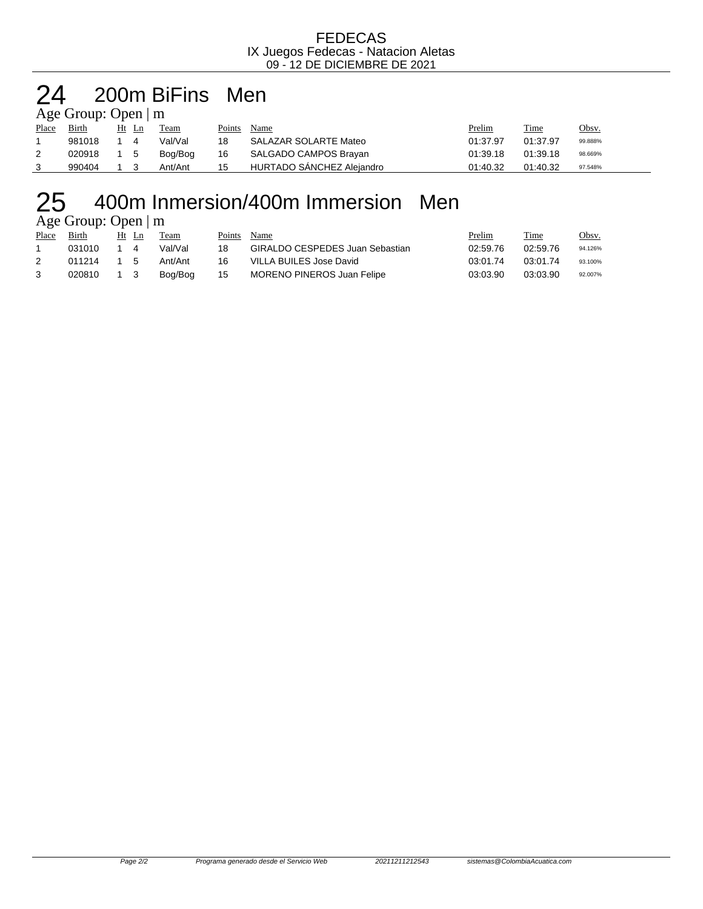FEDECAS
IX Juegos Fedecas - Natacion Aletas
09 - 12 DE DICIEMBRE DE 2021

# 24 200m BiFins Men

Age Group: Open | m

| Place | Birth | Ht | Ln | Team | Points | Name | Prelim | Time | Obsv. |
|---|---|---|---|---|---|---|---|---|---|
| 1 | 981018 | 1 | 4 | Val/Val | 18 | SALAZAR SOLARTE Mateo | 01:37.97 | 01:37.97 | 99.888% |
| 2 | 020918 | 1 | 5 | Bog/Bog | 16 | SALGADO CAMPOS Brayan | 01:39.18 | 01:39.18 | 98.669% |
| 3 | 990404 | 1 | 3 | Ant/Ant | 15 | HURTADO SÁNCHEZ Alejandro | 01:40.32 | 01:40.32 | 97.548% |

# 25 400m Inmersion/400m Immersion Men

Age Group: Open | m

| Place | Birth | Ht | Ln | Team | Points | Name | Prelim | Time | Obsv. |
|---|---|---|---|---|---|---|---|---|---|
| 1 | 031010 | 1 | 4 | Val/Val | 18 | GIRALDO CESPEDES Juan Sebastian | 02:59.76 | 02:59.76 | 94.126% |
| 2 | 011214 | 1 | 5 | Ant/Ant | 16 | VILLA BUILES Jose David | 03:01.74 | 03:01.74 | 93.100% |
| 3 | 020810 | 1 | 3 | Bog/Bog | 15 | MORENO PINEROS Juan Felipe | 03:03.90 | 03:03.90 | 92.007% |

Programa generado desde el Servicio Web 20211211212543 sistemas@ColombiaAcuatica.com